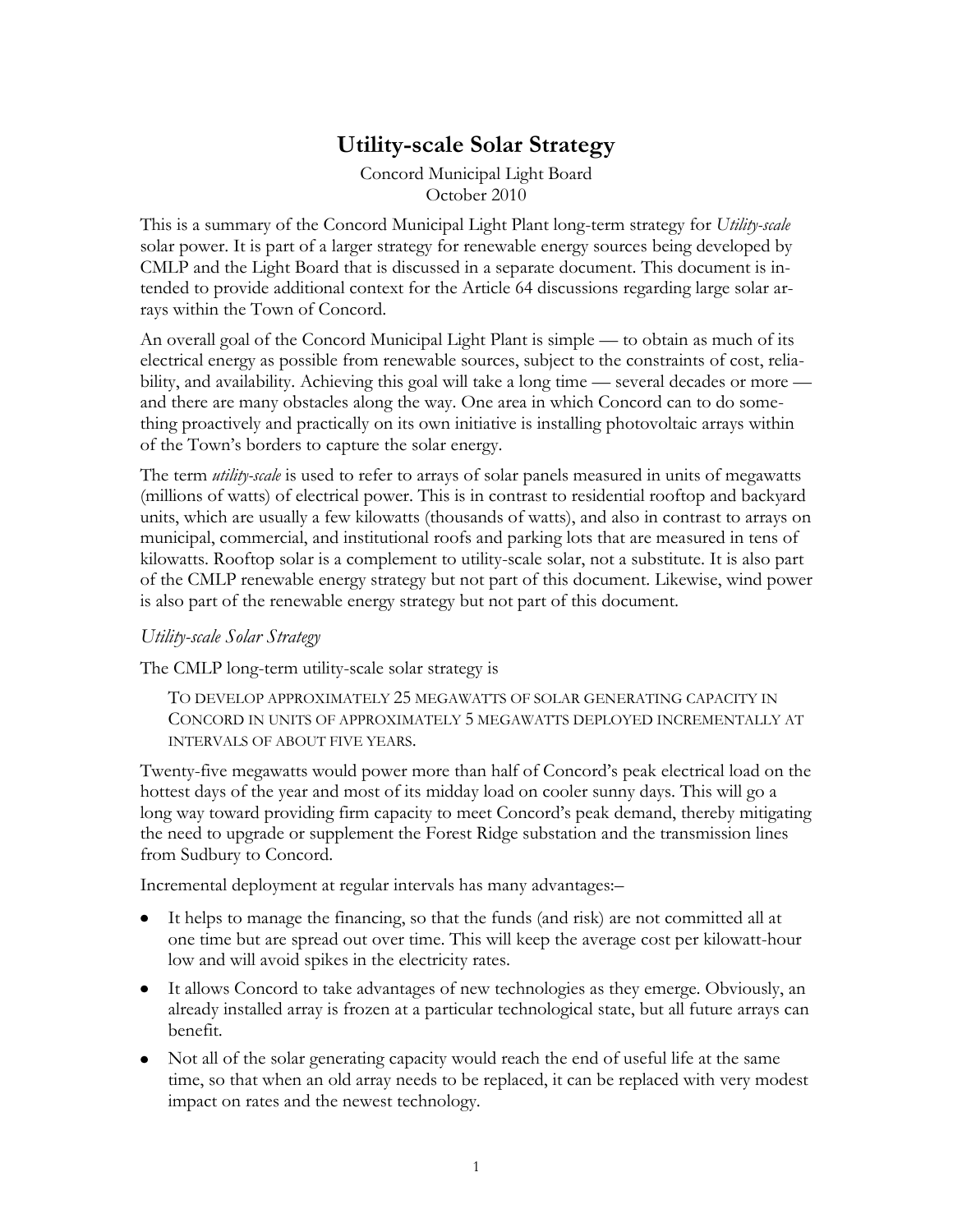# Utility-scale Solar Strategy

Concord Municipal Light Board
October 2010

This is a summary of the Concord Municipal Light Plant long-term strategy for *Utility-scale* solar power. It is part of a larger strategy for renewable energy sources being developed by CMLP and the Light Board that is discussed in a separate document. This document is intended to provide additional context for the Article 64 discussions regarding large solar arrays within the Town of Concord.

An overall goal of the Concord Municipal Light Plant is simple — to obtain as much of its electrical energy as possible from renewable sources, subject to the constraints of cost, reliability, and availability. Achieving this goal will take a long time — several decades or more — and there are many obstacles along the way. One area in which Concord can to do something proactively and practically on its own initiative is installing photovoltaic arrays within of the Town's borders to capture the solar energy.

The term *utility-scale* is used to refer to arrays of solar panels measured in units of megawatts (millions of watts) of electrical power. This is in contrast to residential rooftop and backyard units, which are usually a few kilowatts (thousands of watts), and also in contrast to arrays on municipal, commercial, and institutional roofs and parking lots that are measured in tens of kilowatts. Rooftop solar is a complement to utility-scale solar, not a substitute. It is also part of the CMLP renewable energy strategy but not part of this document. Likewise, wind power is also part of the renewable energy strategy but not part of this document.

## *Utility-scale Solar Strategy*

The CMLP long-term utility-scale solar strategy is

> TO DEVELOP APPROXIMATELY 25 MEGAWATTS OF SOLAR GENERATING CAPACITY IN CONCORD IN UNITS OF APPROXIMATELY 5 MEGAWATTS DEPLOYED INCREMENTALLY AT INTERVALS OF ABOUT FIVE YEARS.

Twenty-five megawatts would power more than half of Concord's peak electrical load on the hottest days of the year and most of its midday load on cooler sunny days. This will go a long way toward providing firm capacity to meet Concord's peak demand, thereby mitigating the need to upgrade or supplement the Forest Ridge substation and the transmission lines from Sudbury to Concord.

Incremental deployment at regular intervals has many advantages:–

- It helps to manage the financing, so that the funds (and risk) are not committed all at one time but are spread out over time. This will keep the average cost per kilowatt-hour low and will avoid spikes in the electricity rates.
- It allows Concord to take advantages of new technologies as they emerge. Obviously, an already installed array is frozen at a particular technological state, but all future arrays can benefit.
- Not all of the solar generating capacity would reach the end of useful life at the same time, so that when an old array needs to be replaced, it can be replaced with very modest impact on rates and the newest technology.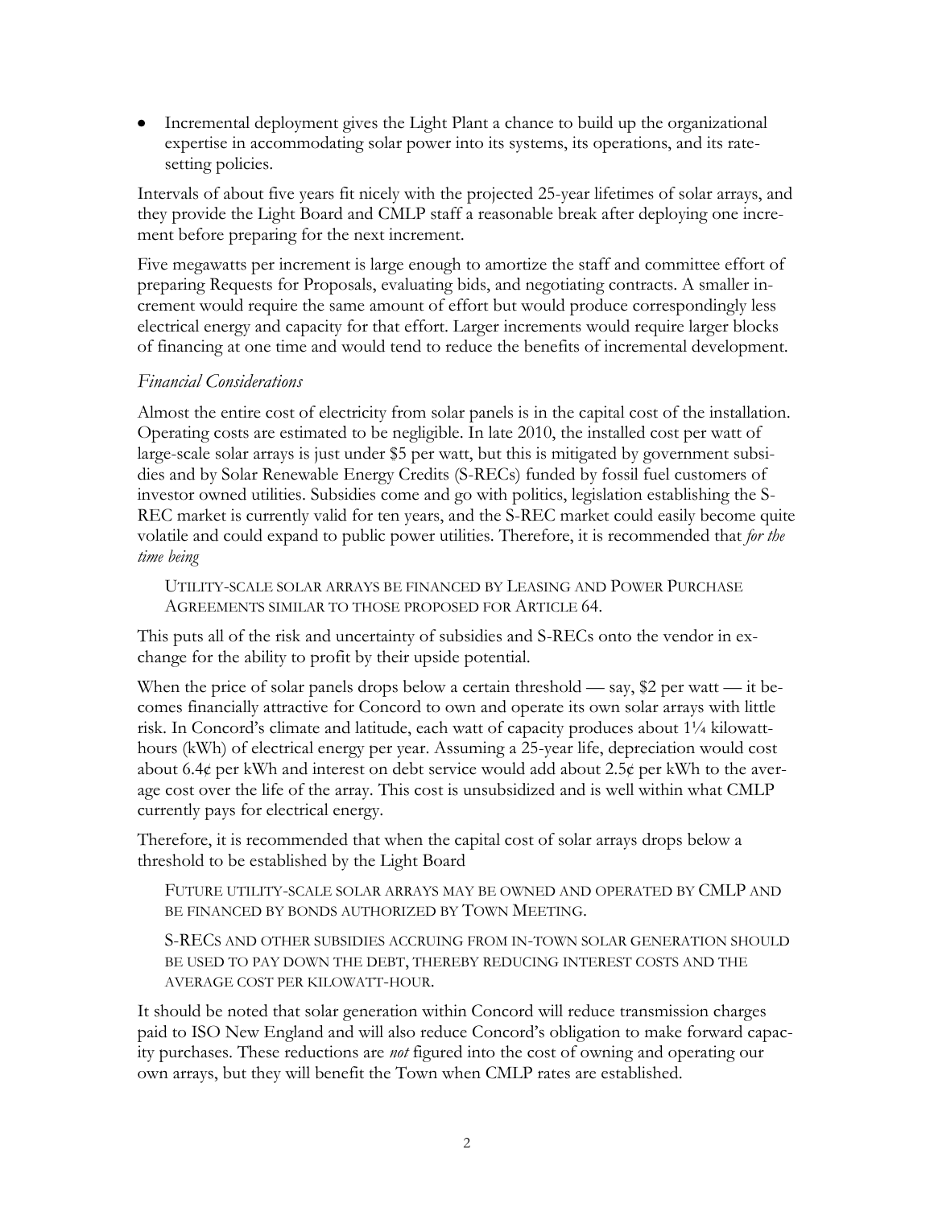- Incremental deployment gives the Light Plant a chance to build up the organizational expertise in accommodating solar power into its systems, its operations, and its rate-setting policies.

Intervals of about five years fit nicely with the projected 25-year lifetimes of solar arrays, and they provide the Light Board and CMLP staff a reasonable break after deploying one increment before preparing for the next increment.

Five megawatts per increment is large enough to amortize the staff and committee effort of preparing Requests for Proposals, evaluating bids, and negotiating contracts. A smaller increment would require the same amount of effort but would produce correspondingly less electrical energy and capacity for that effort. Larger increments would require larger blocks of financing at one time and would tend to reduce the benefits of incremental development.

### *Financial Considerations*

Almost the entire cost of electricity from solar panels is in the capital cost of the installation. Operating costs are estimated to be negligible. In late 2010, the installed cost per watt of large-scale solar arrays is just under $5 per watt, but this is mitigated by government subsidies and by Solar Renewable Energy Credits (S-RECs) funded by fossil fuel customers of investor owned utilities. Subsidies come and go with politics, legislation establishing the S-REC market is currently valid for ten years, and the S-REC market could easily become quite volatile and could expand to public power utilities. Therefore, it is recommended that *for the time being*

> UTILITY-SCALE SOLAR ARRAYS BE FINANCED BY LEASING AND POWER PURCHASE AGREEMENTS SIMILAR TO THOSE PROPOSED FOR ARTICLE 64.

This puts all of the risk and uncertainty of subsidies and S-RECs onto the vendor in exchange for the ability to profit by their upside potential.

When the price of solar panels drops below a certain threshold — say, $2 per watt — it becomes financially attractive for Concord to own and operate its own solar arrays with little risk. In Concord's climate and latitude, each watt of capacity produces about 1¼ kilowatt-hours (kWh) of electrical energy per year. Assuming a 25-year life, depreciation would cost about 6.4¢ per kWh and interest on debt service would add about 2.5¢ per kWh to the average cost over the life of the array. This cost is unsubsidized and is well within what CMLP currently pays for electrical energy.

Therefore, it is recommended that when the capital cost of solar arrays drops below a threshold to be established by the Light Board

> FUTURE UTILITY-SCALE SOLAR ARRAYS MAY BE OWNED AND OPERATED BY CMLP AND BE FINANCED BY BONDS AUTHORIZED BY TOWN MEETING.
>
> S-RECS AND OTHER SUBSIDIES ACCRUING FROM IN-TOWN SOLAR GENERATION SHOULD BE USED TO PAY DOWN THE DEBT, THEREBY REDUCING INTEREST COSTS AND THE AVERAGE COST PER KILOWATT-HOUR.

It should be noted that solar generation within Concord will reduce transmission charges paid to ISO New England and will also reduce Concord's obligation to make forward capacity purchases. These reductions are *not* figured into the cost of owning and operating our own arrays, but they will benefit the Town when CMLP rates are established.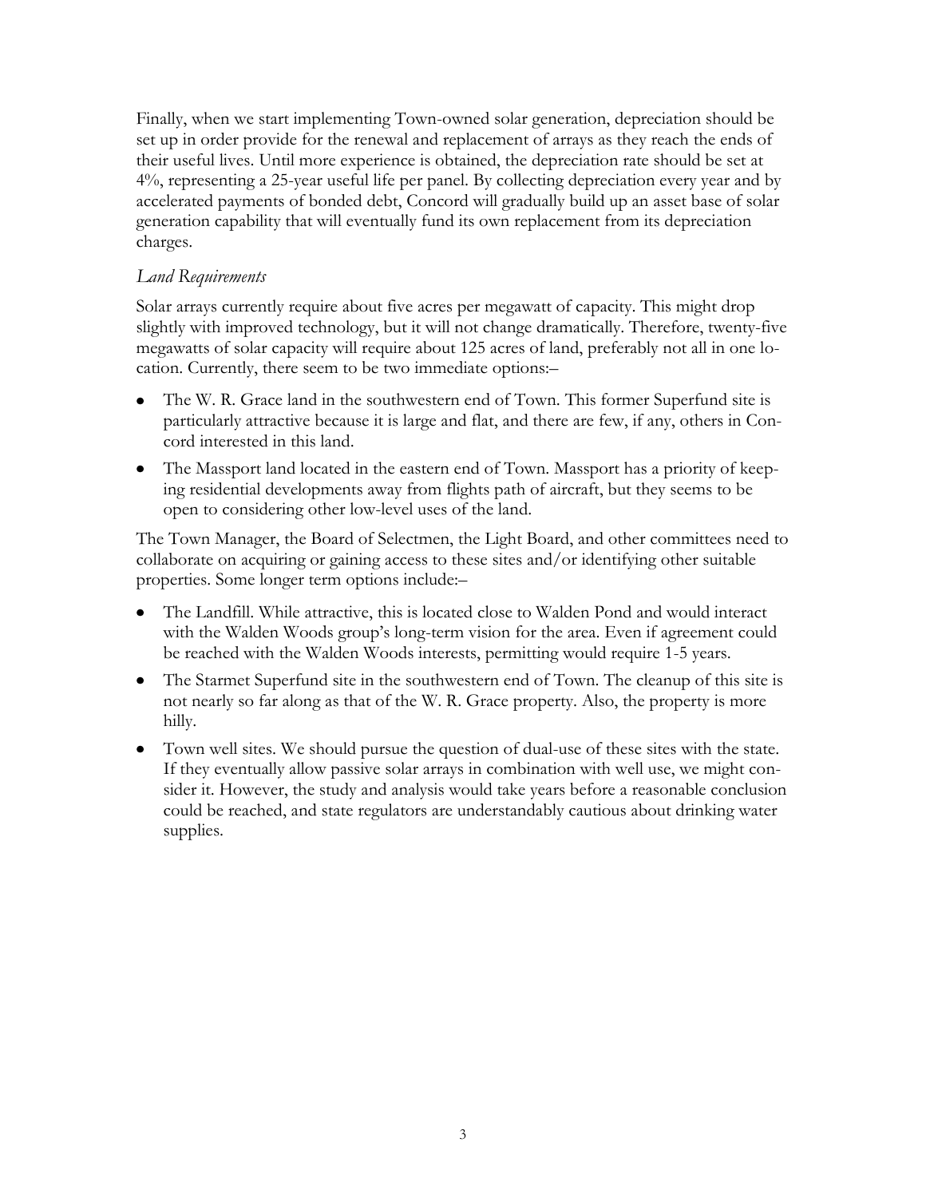Finally, when we start implementing Town-owned solar generation, depreciation should be set up in order provide for the renewal and replacement of arrays as they reach the ends of their useful lives. Until more experience is obtained, the depreciation rate should be set at 4%, representing a 25-year useful life per panel. By collecting depreciation every year and by accelerated payments of bonded debt, Concord will gradually build up an asset base of solar generation capability that will eventually fund its own replacement from its depreciation charges.

### *Land Requirements*

Solar arrays currently require about five acres per megawatt of capacity. This might drop slightly with improved technology, but it will not change dramatically. Therefore, twenty-five megawatts of solar capacity will require about 125 acres of land, preferably not all in one location. Currently, there seem to be two immediate options:–

- The W. R. Grace land in the southwestern end of Town. This former Superfund site is particularly attractive because it is large and flat, and there are few, if any, others in Concord interested in this land.
- The Massport land located in the eastern end of Town. Massport has a priority of keeping residential developments away from flights path of aircraft, but they seems to be open to considering other low-level uses of the land.

The Town Manager, the Board of Selectmen, the Light Board, and other committees need to collaborate on acquiring or gaining access to these sites and/or identifying other suitable properties. Some longer term options include:–

- The Landfill. While attractive, this is located close to Walden Pond and would interact with the Walden Woods group's long-term vision for the area. Even if agreement could be reached with the Walden Woods interests, permitting would require 1-5 years.
- The Starmet Superfund site in the southwestern end of Town. The cleanup of this site is not nearly so far along as that of the W. R. Grace property. Also, the property is more hilly.
- Town well sites. We should pursue the question of dual-use of these sites with the state. If they eventually allow passive solar arrays in combination with well use, we might consider it. However, the study and analysis would take years before a reasonable conclusion could be reached, and state regulators are understandably cautious about drinking water supplies.